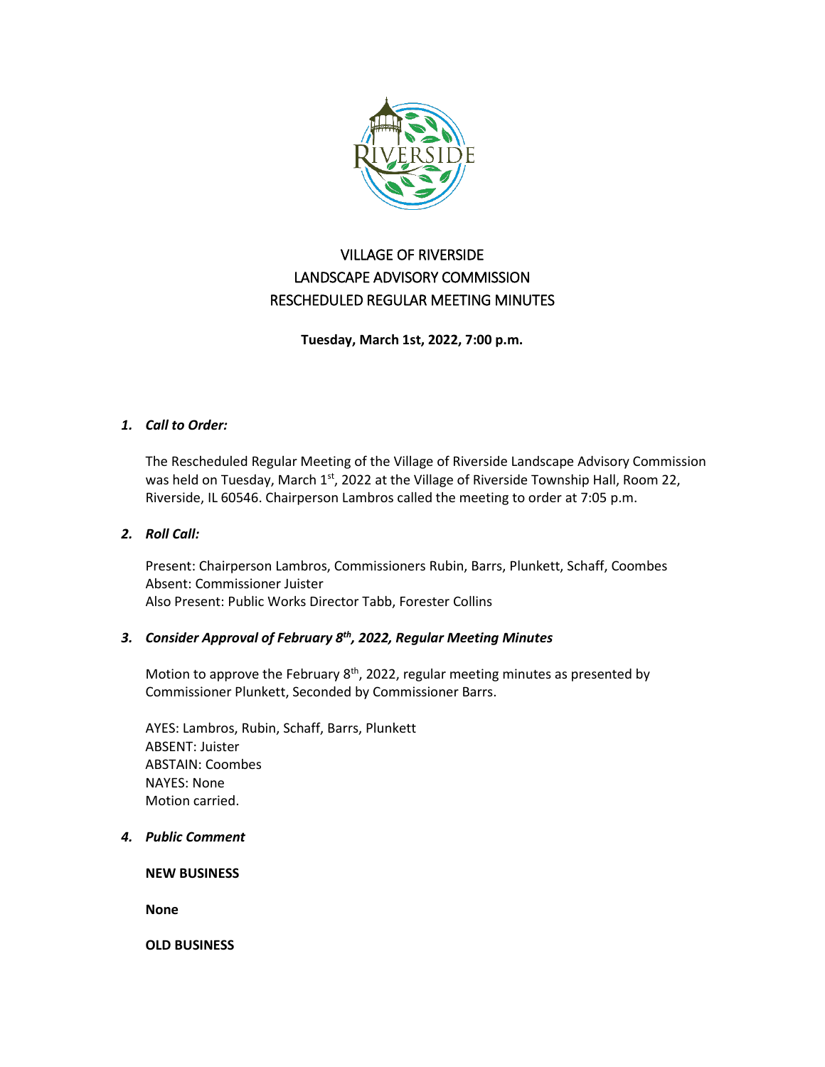# VILLAGE OF RIVERSIDE
# LANDSCAPE ADVISORY COMMISSION
# RESCHEDULED REGULAR MEETING MINUTES

**Tuesday, March 1st, 2022, 7:00 p.m.**

1. ***Call to Order:***

   The Rescheduled Regular Meeting of the Village of Riverside Landscape Advisory Commission was held on Tuesday, March 1st, 2022 at the Village of Riverside Township Hall, Room 22, Riverside, IL 60546. Chairperson Lambros called the meeting to order at 7:05 p.m.

2. ***Roll Call:***

   Present: Chairperson Lambros, Commissioners Rubin, Barrs, Plunkett, Schaff, Coombes
   Absent: Commissioner Juister
   Also Present: Public Works Director Tabb, Forester Collins

3. ***Consider Approval of February 8th, 2022, Regular Meeting Minutes***

   Motion to approve the February 8th, 2022, regular meeting minutes as presented by Commissioner Plunkett, Seconded by Commissioner Barrs.

   AYES: Lambros, Rubin, Schaff, Barrs, Plunkett
   ABSENT: Juister
   ABSTAIN: Coombes
   NAYES: None
   Motion carried.

4. ***Public Comment***

   **NEW BUSINESS**

   **None**

   **OLD BUSINESS**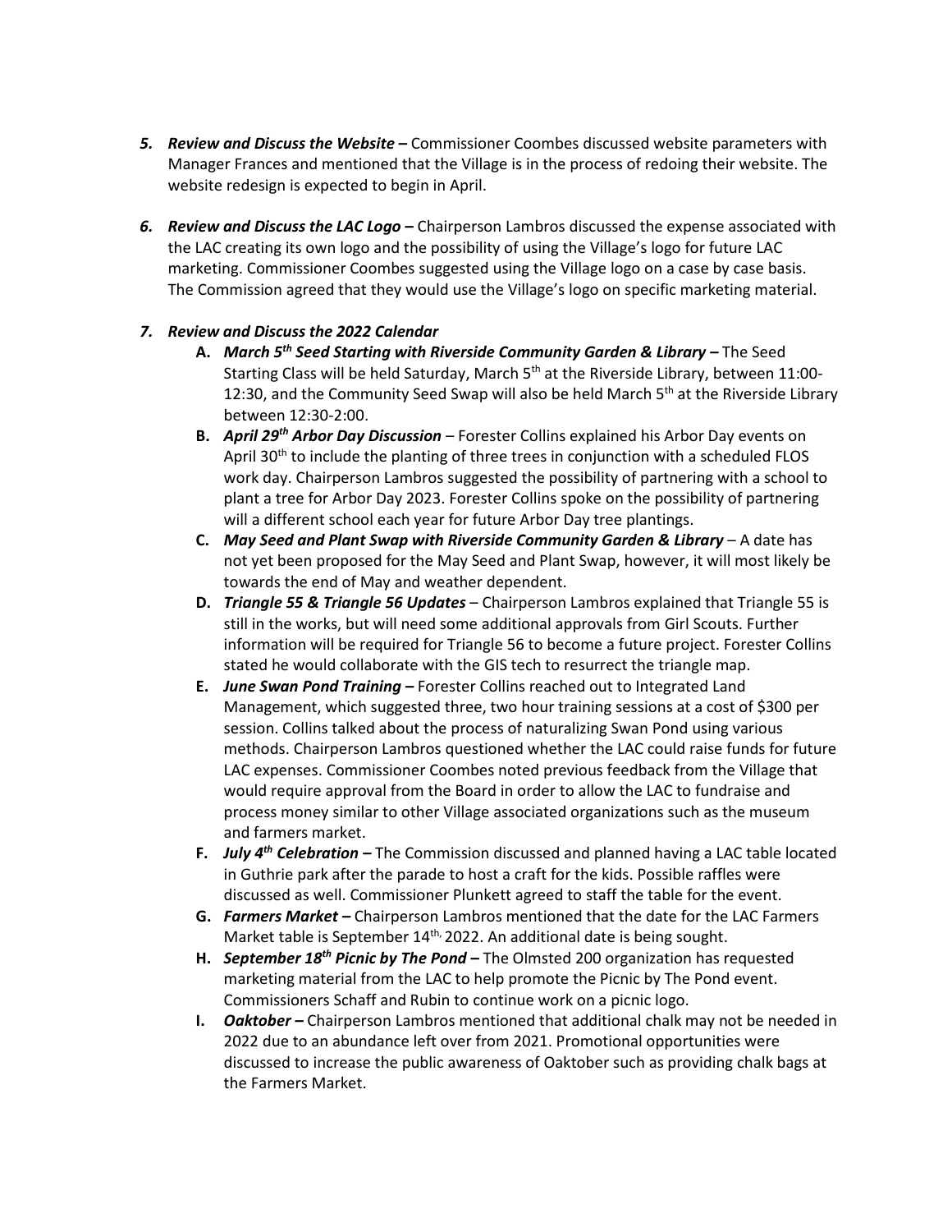5. ***Review and Discuss the Website –*** Commissioner Coombes discussed website parameters with Manager Frances and mentioned that the Village is in the process of redoing their website. The website redesign is expected to begin in April.

6. ***Review and Discuss the LAC Logo –*** Chairperson Lambros discussed the expense associated with the LAC creating its own logo and the possibility of using the Village's logo for future LAC marketing. Commissioner Coombes suggested using the Village logo on a case by case basis. The Commission agreed that they would use the Village's logo on specific marketing material.

7. ***Review and Discuss the 2022 Calendar***
   - **A.** ***March 5th Seed Starting with Riverside Community Garden & Library –*** The Seed Starting Class will be held Saturday, March 5th at the Riverside Library, between 11:00-12:30, and the Community Seed Swap will also be held March 5th at the Riverside Library between 12:30-2:00.
   - **B.** ***April 29th Arbor Day Discussion*** – Forester Collins explained his Arbor Day events on April 30th to include the planting of three trees in conjunction with a scheduled FLOS work day. Chairperson Lambros suggested the possibility of partnering with a school to plant a tree for Arbor Day 2023. Forester Collins spoke on the possibility of partnering will a different school each year for future Arbor Day tree plantings.
   - **C.** ***May Seed and Plant Swap with Riverside Community Garden & Library*** – A date has not yet been proposed for the May Seed and Plant Swap, however, it will most likely be towards the end of May and weather dependent.
   - **D.** ***Triangle 55 & Triangle 56 Updates*** – Chairperson Lambros explained that Triangle 55 is still in the works, but will need some additional approvals from Girl Scouts. Further information will be required for Triangle 56 to become a future project. Forester Collins stated he would collaborate with the GIS tech to resurrect the triangle map.
   - **E.** ***June Swan Pond Training –*** Forester Collins reached out to Integrated Land Management, which suggested three, two hour training sessions at a cost of $300 per session. Collins talked about the process of naturalizing Swan Pond using various methods. Chairperson Lambros questioned whether the LAC could raise funds for future LAC expenses. Commissioner Coombes noted previous feedback from the Village that would require approval from the Board in order to allow the LAC to fundraise and process money similar to other Village associated organizations such as the museum and farmers market.
   - **F.** ***July 4th Celebration –*** The Commission discussed and planned having a LAC table located in Guthrie park after the parade to host a craft for the kids. Possible raffles were discussed as well. Commissioner Plunkett agreed to staff the table for the event.
   - **G.** ***Farmers Market –*** Chairperson Lambros mentioned that the date for the LAC Farmers Market table is September 14th, 2022. An additional date is being sought.
   - **H.** ***September 18th Picnic by The Pond –*** The Olmsted 200 organization has requested marketing material from the LAC to help promote the Picnic by The Pond event. Commissioners Schaff and Rubin to continue work on a picnic logo.
   - **I.** ***Oaktober –*** Chairperson Lambros mentioned that additional chalk may not be needed in 2022 due to an abundance left over from 2021. Promotional opportunities were discussed to increase the public awareness of Oaktober such as providing chalk bags at the Farmers Market.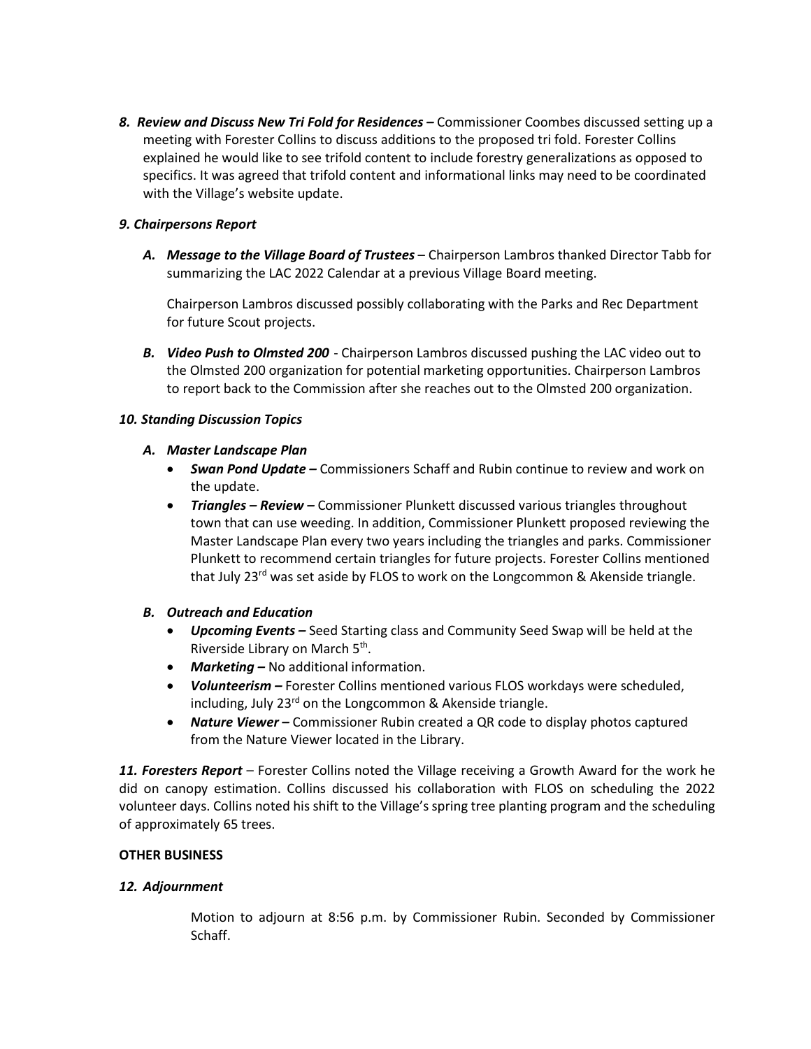*8. Review and Discuss New Tri Fold for Residences –* Commissioner Coombes discussed setting up a meeting with Forester Collins to discuss additions to the proposed tri fold. Forester Collins explained he would like to see trifold content to include forestry generalizations as opposed to specifics. It was agreed that trifold content and informational links may need to be coordinated with the Village's website update.

*9. Chairpersons Report*

*A. Message to the Village Board of Trustees* – Chairperson Lambros thanked Director Tabb for summarizing the LAC 2022 Calendar at a previous Village Board meeting.

Chairperson Lambros discussed possibly collaborating with the Parks and Rec Department for future Scout projects.

*B. Video Push to Olmsted 200* - Chairperson Lambros discussed pushing the LAC video out to the Olmsted 200 organization for potential marketing opportunities. Chairperson Lambros to report back to the Commission after she reaches out to the Olmsted 200 organization.

*10. Standing Discussion Topics*

*A. Master Landscape Plan*

- ***Swan Pond Update –*** Commissioners Schaff and Rubin continue to review and work on the update.
- ***Triangles – Review –*** Commissioner Plunkett discussed various triangles throughout town that can use weeding. In addition, Commissioner Plunkett proposed reviewing the Master Landscape Plan every two years including the triangles and parks. Commissioner Plunkett to recommend certain triangles for future projects. Forester Collins mentioned that July 23rd was set aside by FLOS to work on the Longcommon & Akenside triangle.

*B. Outreach and Education*

- ***Upcoming Events –*** Seed Starting class and Community Seed Swap will be held at the Riverside Library on March 5th.
- ***Marketing –*** No additional information.
- ***Volunteerism –*** Forester Collins mentioned various FLOS workdays were scheduled, including, July 23rd on the Longcommon & Akenside triangle.
- ***Nature Viewer –*** Commissioner Rubin created a QR code to display photos captured from the Nature Viewer located in the Library.

*11. Foresters Report* – Forester Collins noted the Village receiving a Growth Award for the work he did on canopy estimation. Collins discussed his collaboration with FLOS on scheduling the 2022 volunteer days. Collins noted his shift to the Village's spring tree planting program and the scheduling of approximately 65 trees.

**OTHER BUSINESS**

*12. Adjournment*

Motion to adjourn at 8:56 p.m. by Commissioner Rubin. Seconded by Commissioner Schaff.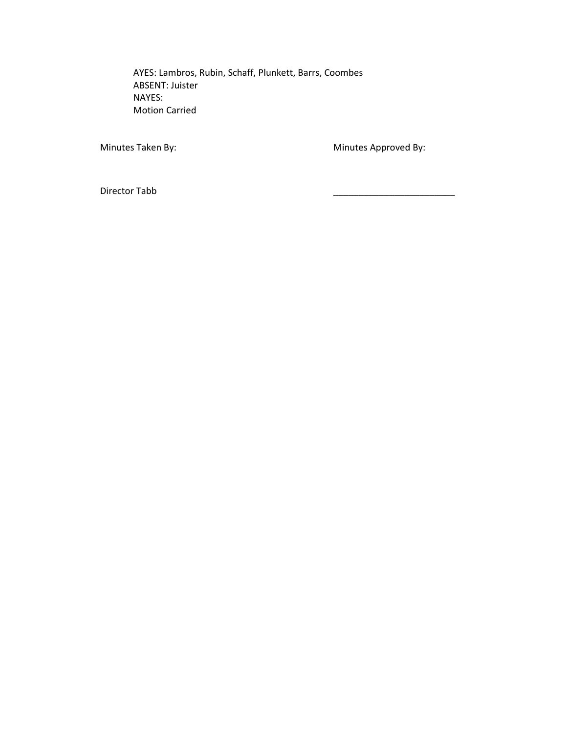AYES: Lambros, Rubin, Schaff, Plunkett, Barrs, Coombes
ABSENT: Juister
NAYES:
Motion Carried

| | |
|---|---|
| Minutes Taken By: | Minutes Approved By: |
| Director Tabb | _________________________ |